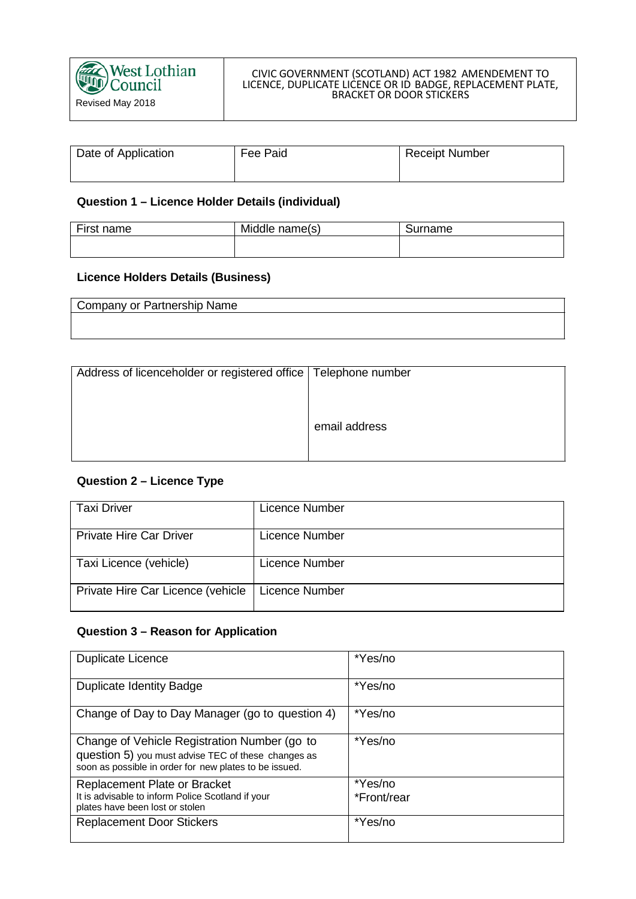| West Lothian Council<br>Revised May 2018 | CIVIC GOVERNMENT (SCOTLAND) ACT 1982 AMENDEMENT TO LICENCE, DUPLICATE LICENCE OR ID BADGE, REPLACEMENT PLATE, BRACKET OR DOOR STICKERS |
|---|---|

| Date of Application | Fee Paid | Receipt Number |
|---|---|---|
| | | |

**Question 1 – Licence Holder Details (individual)**

| First name | Middle name(s) | Surname |
|---|---|---|
| | | |

**Licence Holders Details (Business)**

| Company or Partnership Name |
|---|
| |

| Address of licenceholder or registered office | Telephone number<br><br>email address |
|---|---|

**Question 2 – Licence Type**

| Taxi Driver | Licence Number |
|---|---|
| Private Hire Car Driver | Licence Number |
| Taxi Licence (vehicle) | Licence Number |
| Private Hire Car Licence (vehicle | Licence Number |

**Question 3 – Reason for Application**

| Duplicate Licence | *Yes/no |
|---|---|
| Duplicate Identity Badge | *Yes/no |
| Change of Day to Day Manager (go to question 4) | *Yes/no |
| Change of Vehicle Registration Number (go to question 5) you must advise TEC of these changes as soon as possible in order for new plates to be issued. | *Yes/no |
| Replacement Plate or Bracket<br>It is advisable to inform Police Scotland if your plates have been lost or stolen | *Yes/no<br>*Front/rear |
| Replacement Door Stickers | *Yes/no |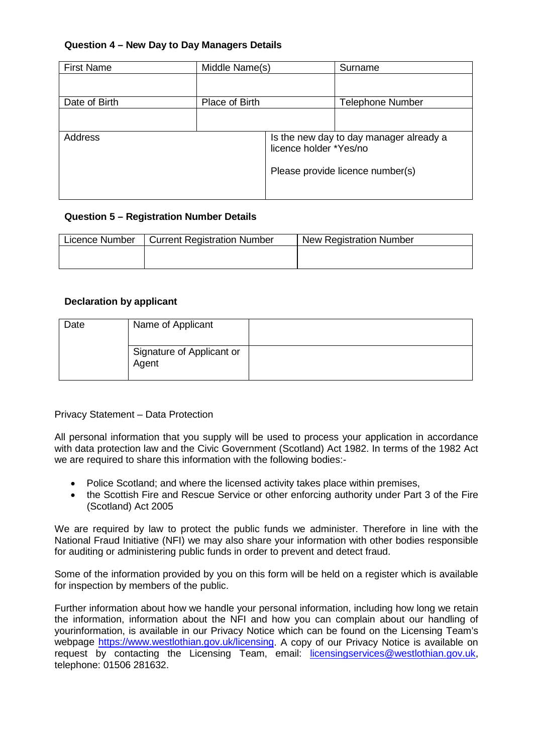**Question 4 – New Day to Day Managers Details**

| First Name | Middle Name(s) | Surname |
| --- | --- | --- |
| | | |
| Date of Birth | Place of Birth | Telephone Number |
| | | |
| Address | Is the new day to day manager already a licence holder *Yes/no<br><br>Please provide licence number(s) | |

**Question 5 – Registration Number Details**

| Licence Number | Current Registration Number | New Registration Number |
| --- | --- | --- |
| | | |

**Declaration by applicant**

| Date | Name of Applicant | |
| --- | --- | --- |
| | Signature of Applicant or Agent | |

Privacy Statement – Data Protection

All personal information that you supply will be used to process your application in accordance with data protection law and the Civic Government (Scotland) Act 1982. In terms of the 1982 Act we are required to share this information with the following bodies:-

- Police Scotland; and where the licensed activity takes place within premises,
- the Scottish Fire and Rescue Service or other enforcing authority under Part 3 of the Fire (Scotland) Act 2005

We are required by law to protect the public funds we administer. Therefore in line with the National Fraud Initiative (NFI) we may also share your information with other bodies responsible for auditing or administering public funds in order to prevent and detect fraud.

Some of the information provided by you on this form will be held on a register which is available for inspection by members of the public.

Further information about how we handle your personal information, including how long we retain the information, information about the NFI and how you can complain about our handling of yourinformation, is available in our Privacy Notice which can be found on the Licensing Team's webpage https://www.westlothian.gov.uk/licensing. A copy of our Privacy Notice is available on request by contacting the Licensing Team, email: licensingservices@westlothian.gov.uk, telephone: 01506 281632.